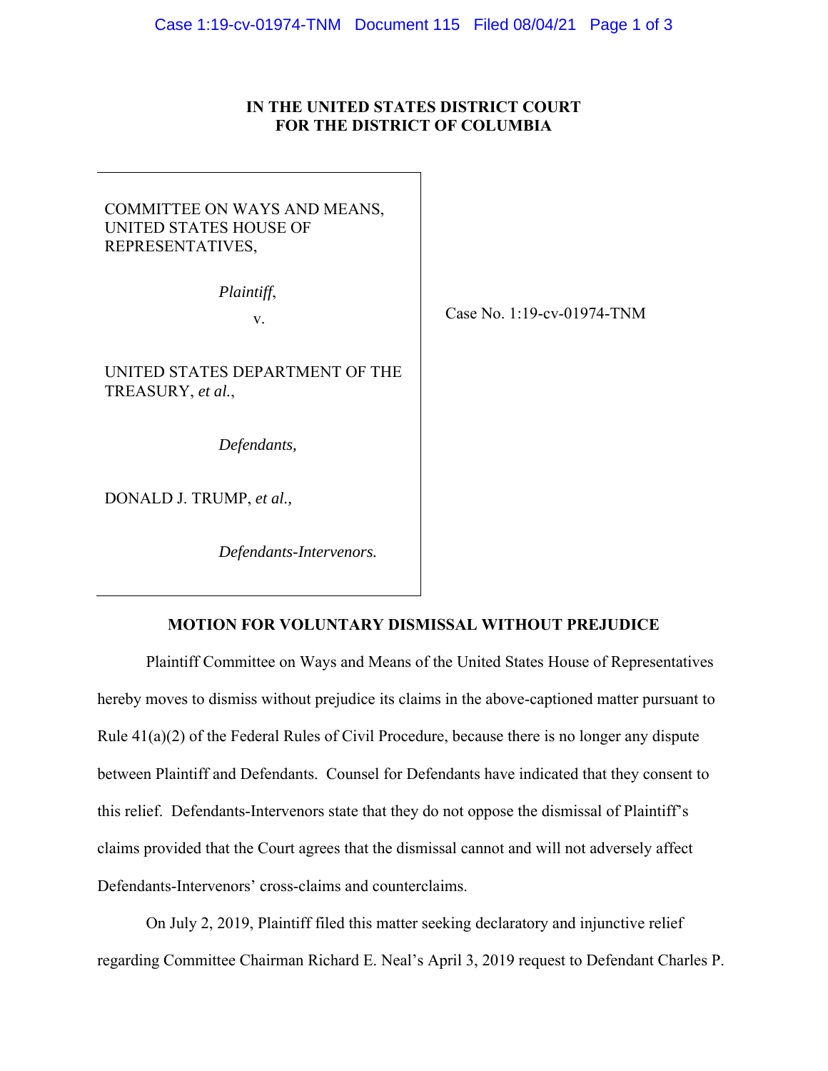**IN THE UNITED STATES DISTRICT COURT**
**FOR THE DISTRICT OF COLUMBIA**

COMMITTEE ON WAYS AND MEANS, UNITED STATES HOUSE OF REPRESENTATIVES,

*Plaintiff*,

v.

UNITED STATES DEPARTMENT OF THE TREASURY, *et al.*,

*Defendants,*

DONALD J. TRUMP, *et al.,*

*Defendants-Intervenors.*

Case No. 1:19-cv-01974-TNM

**MOTION FOR VOLUNTARY DISMISSAL WITHOUT PREJUDICE**

Plaintiff Committee on Ways and Means of the United States House of Representatives hereby moves to dismiss without prejudice its claims in the above-captioned matter pursuant to Rule 41(a)(2) of the Federal Rules of Civil Procedure, because there is no longer any dispute between Plaintiff and Defendants. Counsel for Defendants have indicated that they consent to this relief. Defendants-Intervenors state that they do not oppose the dismissal of Plaintiff's claims provided that the Court agrees that the dismissal cannot and will not adversely affect Defendants-Intervenors' cross-claims and counterclaims.

On July 2, 2019, Plaintiff filed this matter seeking declaratory and injunctive relief regarding Committee Chairman Richard E. Neal's April 3, 2019 request to Defendant Charles P.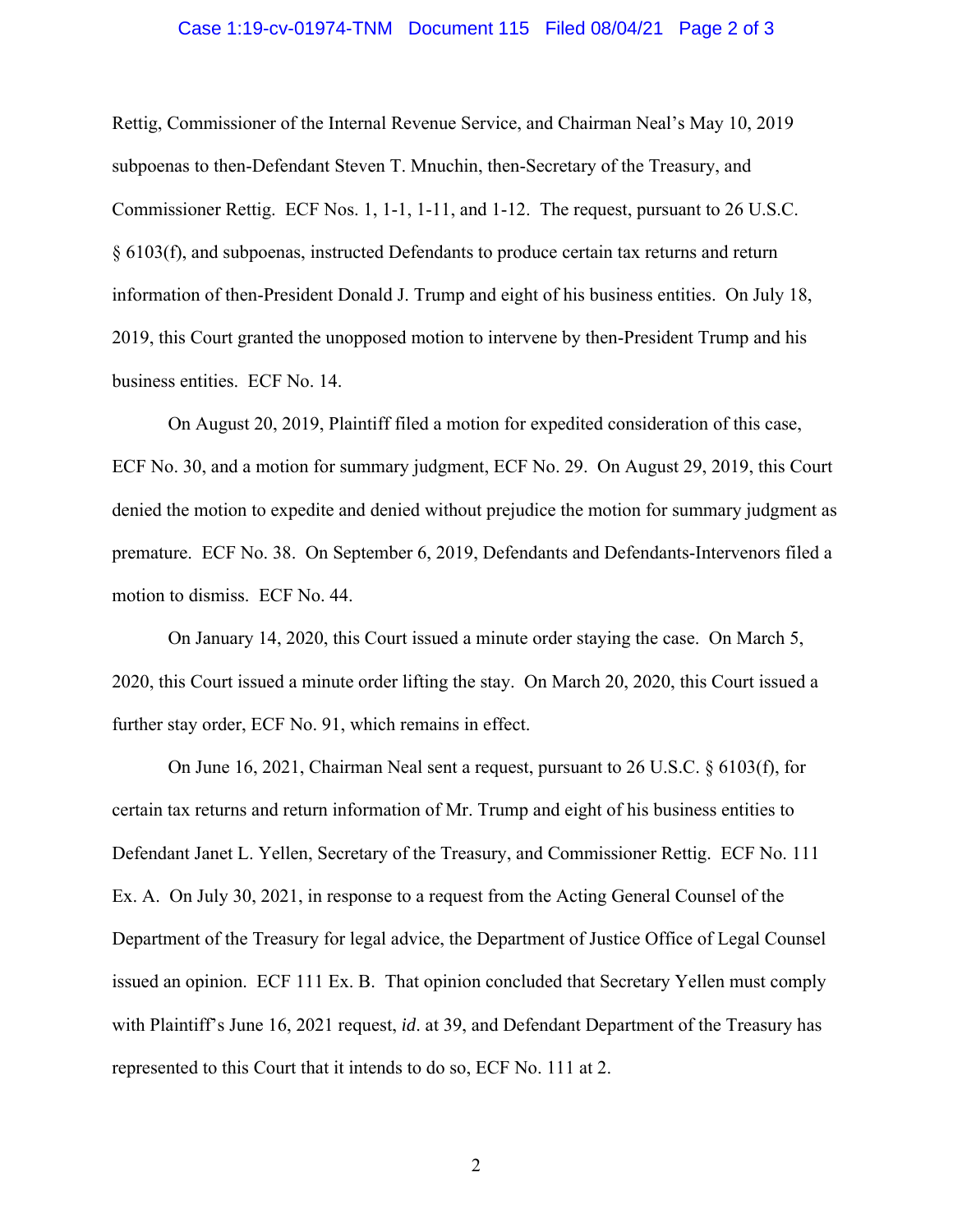Rettig, Commissioner of the Internal Revenue Service, and Chairman Neal's May 10, 2019 subpoenas to then-Defendant Steven T. Mnuchin, then-Secretary of the Treasury, and Commissioner Rettig. ECF Nos. 1, 1-1, 1-11, and 1-12. The request, pursuant to 26 U.S.C. § 6103(f), and subpoenas, instructed Defendants to produce certain tax returns and return information of then-President Donald J. Trump and eight of his business entities. On July 18, 2019, this Court granted the unopposed motion to intervene by then-President Trump and his business entities. ECF No. 14.

On August 20, 2019, Plaintiff filed a motion for expedited consideration of this case, ECF No. 30, and a motion for summary judgment, ECF No. 29. On August 29, 2019, this Court denied the motion to expedite and denied without prejudice the motion for summary judgment as premature. ECF No. 38. On September 6, 2019, Defendants and Defendants-Intervenors filed a motion to dismiss. ECF No. 44.

On January 14, 2020, this Court issued a minute order staying the case. On March 5, 2020, this Court issued a minute order lifting the stay. On March 20, 2020, this Court issued a further stay order, ECF No. 91, which remains in effect.

On June 16, 2021, Chairman Neal sent a request, pursuant to 26 U.S.C. § 6103(f), for certain tax returns and return information of Mr. Trump and eight of his business entities to Defendant Janet L. Yellen, Secretary of the Treasury, and Commissioner Rettig. ECF No. 111 Ex. A. On July 30, 2021, in response to a request from the Acting General Counsel of the Department of the Treasury for legal advice, the Department of Justice Office of Legal Counsel issued an opinion. ECF 111 Ex. B. That opinion concluded that Secretary Yellen must comply with Plaintiff's June 16, 2021 request, *id*. at 39, and Defendant Department of the Treasury has represented to this Court that it intends to do so, ECF No. 111 at 2.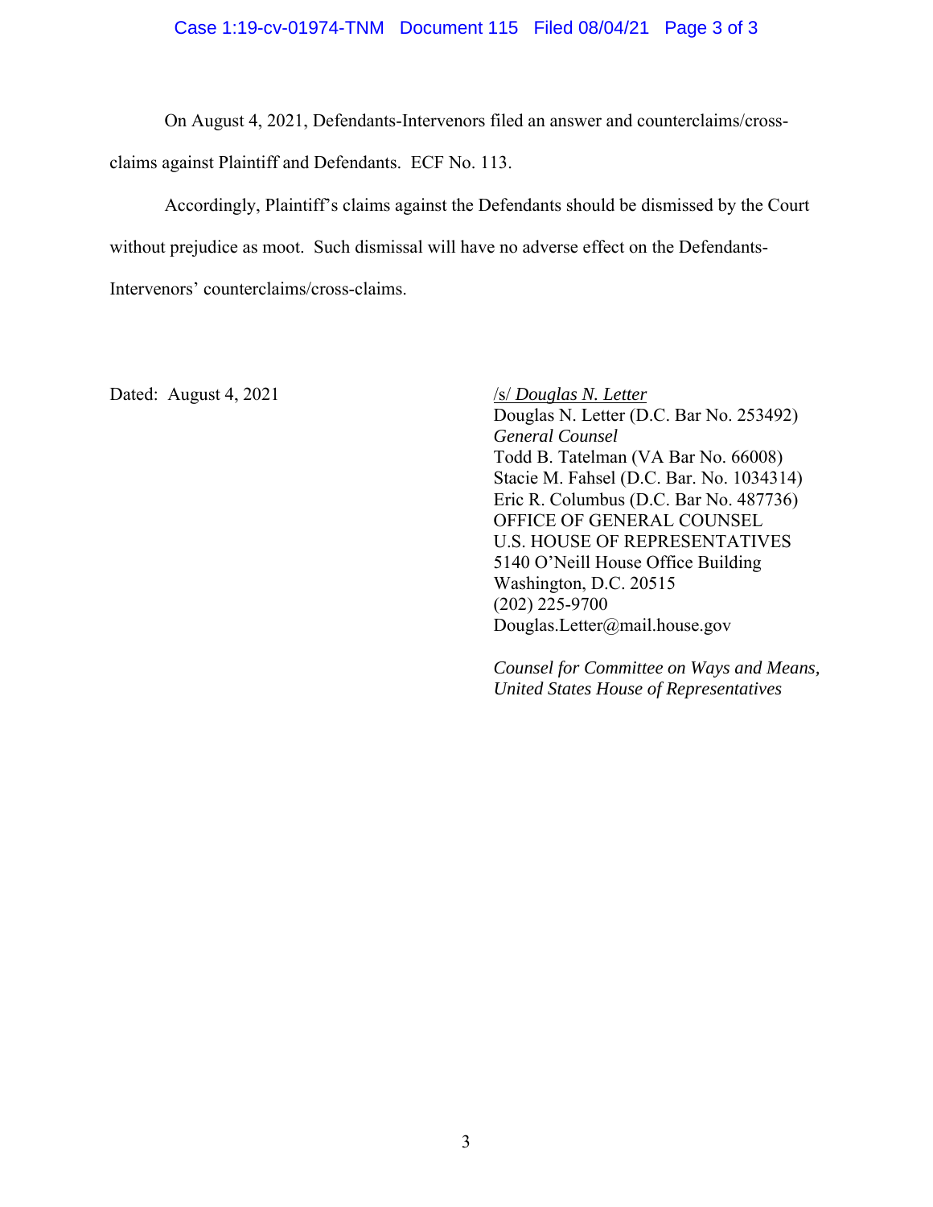On August 4, 2021, Defendants-Intervenors filed an answer and counterclaims/cross-claims against Plaintiff and Defendants. ECF No. 113.

Accordingly, Plaintiff's claims against the Defendants should be dismissed by the Court without prejudice as moot. Such dismissal will have no adverse effect on the Defendants-Intervenors' counterclaims/cross-claims.

Dated: August 4, 2021

/s/ *Douglas N. Letter*
Douglas N. Letter (D.C. Bar No. 253492)
*General Counsel*
Todd B. Tatelman (VA Bar No. 66008)
Stacie M. Fahsel (D.C. Bar. No. 1034314)
Eric R. Columbus (D.C. Bar No. 487736)
OFFICE OF GENERAL COUNSEL
U.S. HOUSE OF REPRESENTATIVES
5140 O'Neill House Office Building
Washington, D.C. 20515
(202) 225-9700
Douglas.Letter@mail.house.gov

*Counsel for Committee on Ways and Means, United States House of Representatives*